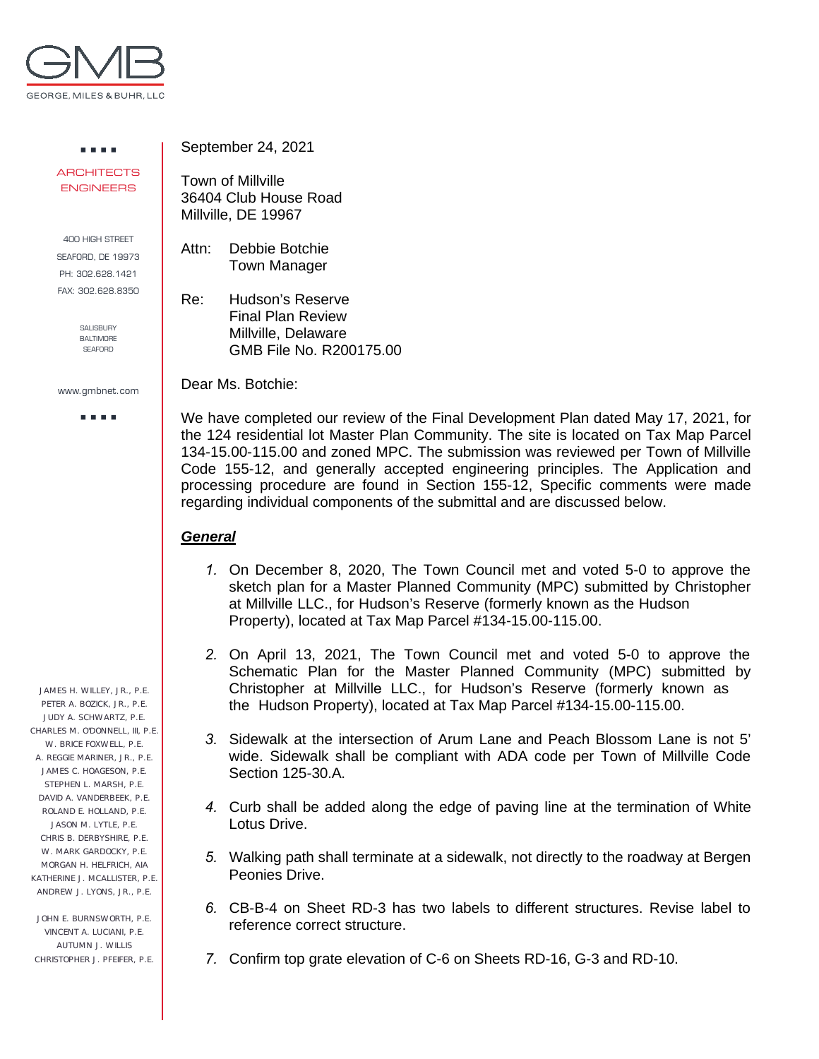GEORGE, MILES & BUHR, LLC

ARCHITECTS
ENGINEERS

400 HIGH STREET
SEAFORD, DE 19973
PH: 302.628.1421
FAX: 302.628.8350

SALISBURY
BALTIMORE
SEAFORD

www.gmbnet.com

September 24, 2021

Town of Millville
36404 Club House Road
Millville, DE 19967

Attn: Debbie Botchie
Town Manager

Re: Hudson's Reserve
Final Plan Review
Millville, Delaware
GMB File No. R200175.00

Dear Ms. Botchie:

We have completed our review of the Final Development Plan dated May 17, 2021, for the 124 residential lot Master Plan Community. The site is located on Tax Map Parcel 134-15.00-115.00 and zoned MPC. The submission was reviewed per Town of Millville Code 155-12, and generally accepted engineering principles. The Application and processing procedure are found in Section 155-12, Specific comments were made regarding individual components of the submittal and are discussed below.

***General***

1. On December 8, 2020, The Town Council met and voted 5-0 to approve the sketch plan for a Master Planned Community (MPC) submitted by Christopher at Millville LLC., for Hudson's Reserve (formerly known as the Hudson Property), located at Tax Map Parcel #134-15.00-115.00.

2. On April 13, 2021, The Town Council met and voted 5-0 to approve the Schematic Plan for the Master Planned Community (MPC) submitted by Christopher at Millville LLC., for Hudson's Reserve (formerly known as the Hudson Property), located at Tax Map Parcel #134-15.00-115.00.

3. Sidewalk at the intersection of Arum Lane and Peach Blossom Lane is not 5' wide. Sidewalk shall be compliant with ADA code per Town of Millville Code Section 125-30.A.

4. Curb shall be added along the edge of paving line at the termination of White Lotus Drive.

5. Walking path shall terminate at a sidewalk, not directly to the roadway at Bergen Peonies Drive.

6. CB-B-4 on Sheet RD-3 has two labels to different structures. Revise label to reference correct structure.

7. Confirm top grate elevation of C-6 on Sheets RD-16, G-3 and RD-10.

JAMES H. WILLEY, JR., P.E.
PETER A. BOZICK, JR., P.E.
JUDY A. SCHWARTZ, P.E.
CHARLES M. O'DONNELL, III, P.E.
W. BRICE FOXWELL, P.E.
A. REGGIE MARINER, JR., P.E.
JAMES C. HOAGESON, P.E.
STEPHEN L. MARSH, P.E.
DAVID A. VANDERBEEK, P.E.
ROLAND E. HOLLAND, P.E.
JASON M. LYTLE, P.E.
CHRIS B. DERBYSHIRE, P.E.
W. MARK GARDOCKY, P.E.
MORGAN H. HELFRICH, AIA
KATHERINE J. MCALLISTER, P.E.
ANDREW J. LYONS, JR., P.E.

JOHN E. BURNSWORTH, P.E.
VINCENT A. LUCIANI, P.E.
AUTUMN J. WILLIS
CHRISTOPHER J. PFEIFER, P.E.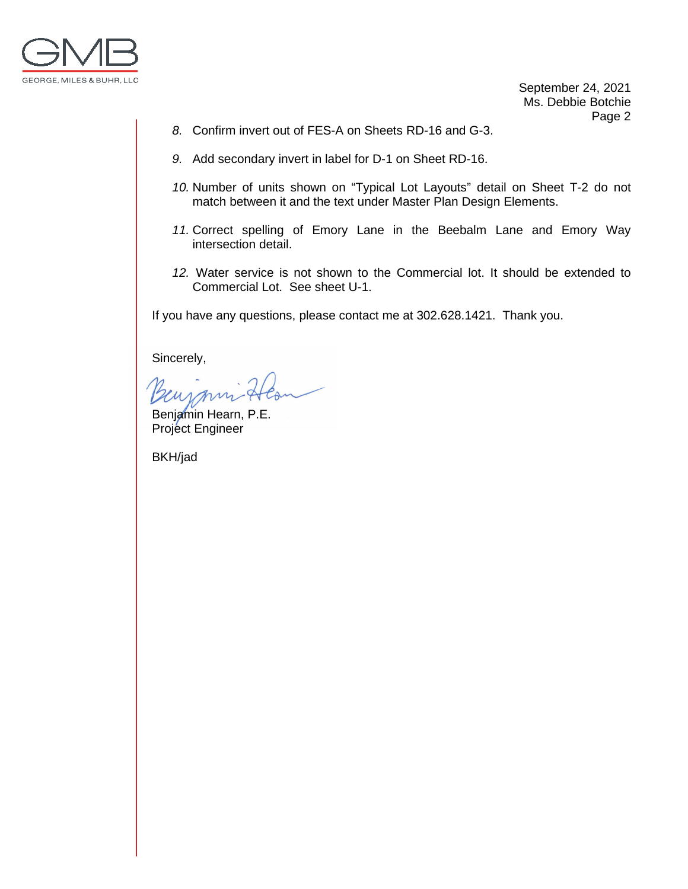September 24, 2021
Ms. Debbie Botchie

8. Confirm invert out of FES-A on Sheets RD-16 and G-3.

9. Add secondary invert in label for D-1 on Sheet RD-16.

10. Number of units shown on "Typical Lot Layouts" detail on Sheet T-2 do not match between it and the text under Master Plan Design Elements.

11. Correct spelling of Emory Lane in the Beebalm Lane and Emory Way intersection detail.

12. Water service is not shown to the Commercial lot. It should be extended to Commercial Lot. See sheet U-1.

If you have any questions, please contact me at 302.628.1421. Thank you.

Sincerely,

Benjamin Hearn, P.E.
Project Engineer

BKH/jad